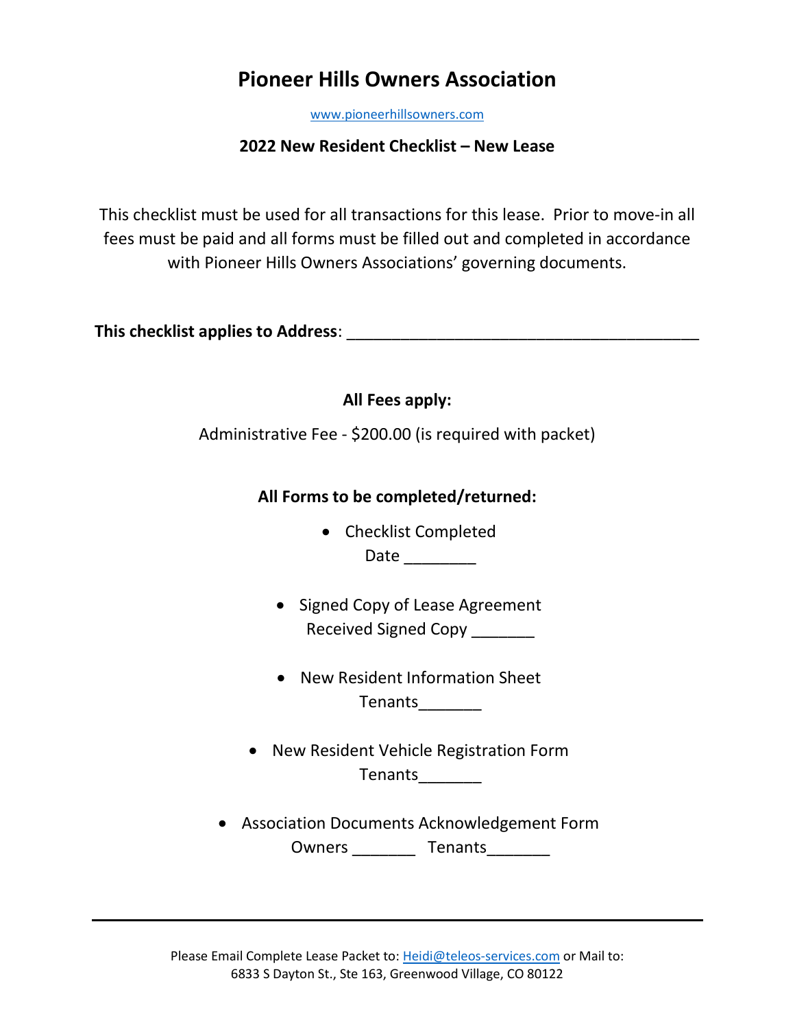# Pioneer Hills Owners Association

www.pioneerhillsowners.com

**2022 New Resident Checklist – New Lease**

This checklist must be used for all transactions for this lease. Prior to move-in all fees must be paid and all forms must be filled out and completed in accordance with Pioneer Hills Owners Associations' governing documents.

**This checklist applies to Address**: ________________________________________

**All Fees apply:**

Administrative Fee - $200.00 (is required with packet)

**All Forms to be completed/returned:**

- Checklist Completed
  Date ________

- Signed Copy of Lease Agreement
  Received Signed Copy _______

- New Resident Information Sheet
  Tenants_______

- New Resident Vehicle Registration Form
  Tenants_______

- Association Documents Acknowledgement Form
  Owners _______ Tenants_______

---

Please Email Complete Lease Packet to: Heidi@teleos-services.com or Mail to:
6833 S Dayton St., Ste 163, Greenwood Village, CO 80122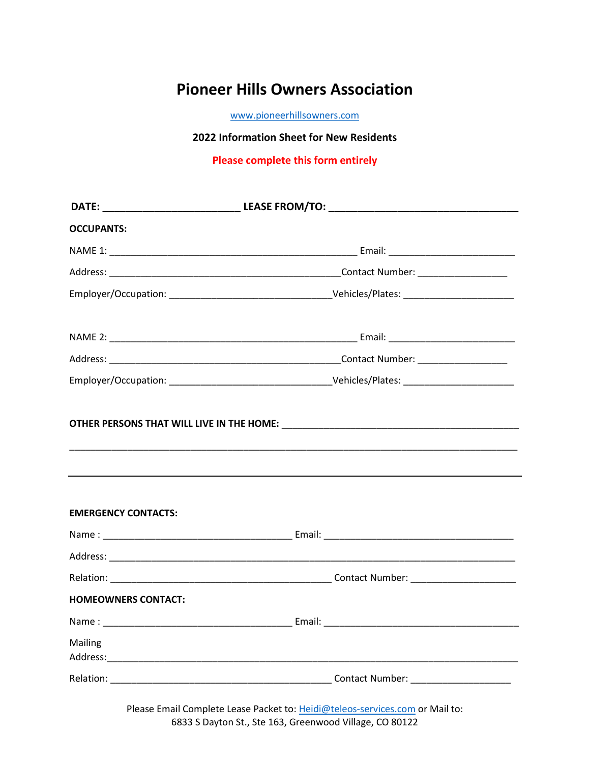# Pioneer Hills Owners Association

www.pioneerhillsowners.com

**2022 Information Sheet for New Residents**

**Please complete this form entirely**

**DATE: ________________________ LEASE FROM/TO: _________________________________**

**OCCUPANTS:**

NAME 1: ____________________________________________ Email: ______________________

Address: _________________________________________ Contact Number: ________________

Employer/Occupation: _____________________________ Vehicles/Plates: ____________________

NAME 2: ____________________________________________ Email: ______________________

Address: _________________________________________ Contact Number: ________________

Employer/Occupation: _____________________________ Vehicles/Plates: ____________________

**OTHER PERSONS THAT WILL LIVE IN THE HOME:** __________________________________________

_______________________________________________________________________________

**EMERGENCY CONTACTS:**

Name : _________________________________ Email: __________________________________

Address: _______________________________________________________________________

Relation: ________________________________________ Contact Number: __________________

**HOMEOWNERS CONTACT:**

Name : _________________________________ Email: __________________________________

Mailing Address: _________________________________________________________________

Relation: ________________________________________ Contact Number: __________________

Please Email Complete Lease Packet to: Heidi@teleos-services.com or Mail to:
6833 S Dayton St., Ste 163, Greenwood Village, CO 80122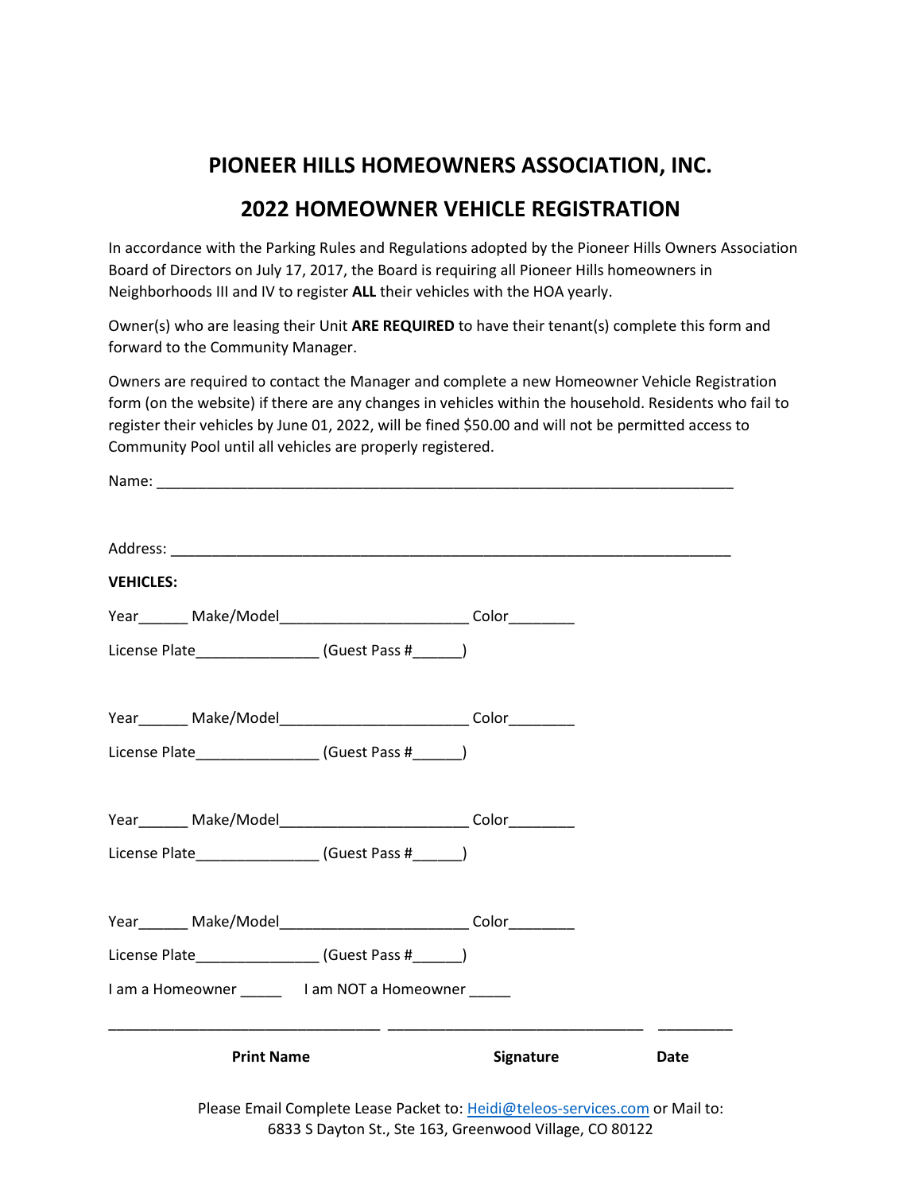# PIONEER HILLS HOMEOWNERS ASSOCIATION, INC.

## 2022 HOMEOWNER VEHICLE REGISTRATION

In accordance with the Parking Rules and Regulations adopted by the Pioneer Hills Owners Association Board of Directors on July 17, 2017, the Board is requiring all Pioneer Hills homeowners in Neighborhoods III and IV to register **ALL** their vehicles with the HOA yearly.

Owner(s) who are leasing their Unit **ARE REQUIRED** to have their tenant(s) complete this form and forward to the Community Manager.

Owners are required to contact the Manager and complete a new Homeowner Vehicle Registration form (on the website) if there are any changes in vehicles within the household. Residents who fail to register their vehicles by June 01, 2022, will be fined $50.00 and will not be permitted access to Community Pool until all vehicles are properly registered.

Name: ____________________________________________________________________________

Address: __________________________________________________________________________

**VEHICLES:**

Year______ Make/Model________________________ Color________

License Plate_______________ (Guest Pass #______)

Year______ Make/Model________________________ Color________

License Plate_______________ (Guest Pass #______)

Year______ Make/Model________________________ Color________

License Plate_______________ (Guest Pass #______)

Year______ Make/Model________________________ Color________

License Plate_______________ (Guest Pass #______)

I am a Homeowner _____ I am NOT a Homeowner _____

___________________________________ ________________________________ _________

**Print Name** **Signature** **Date**

Please Email Complete Lease Packet to: Heidi@teleos-services.com or Mail to:
6833 S Dayton St., Ste 163, Greenwood Village, CO 80122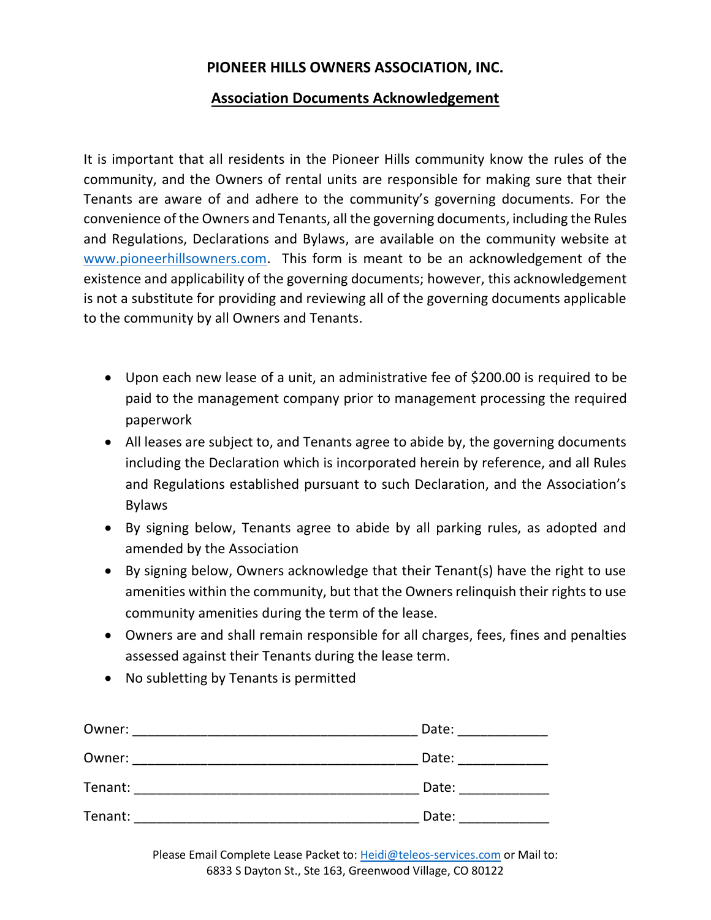# PIONEER HILLS OWNERS ASSOCIATION, INC.

## Association Documents Acknowledgement

It is important that all residents in the Pioneer Hills community know the rules of the community, and the Owners of rental units are responsible for making sure that their Tenants are aware of and adhere to the community's governing documents. For the convenience of the Owners and Tenants, all the governing documents, including the Rules and Regulations, Declarations and Bylaws, are available on the community website at www.pioneerhillsowners.com. This form is meant to be an acknowledgement of the existence and applicability of the governing documents; however, this acknowledgement is not a substitute for providing and reviewing all of the governing documents applicable to the community by all Owners and Tenants.

- Upon each new lease of a unit, an administrative fee of $200.00 is required to be paid to the management company prior to management processing the required paperwork
- All leases are subject to, and Tenants agree to abide by, the governing documents including the Declaration which is incorporated herein by reference, and all Rules and Regulations established pursuant to such Declaration, and the Association's Bylaws
- By signing below, Tenants agree to abide by all parking rules, as adopted and amended by the Association
- By signing below, Owners acknowledge that their Tenant(s) have the right to use amenities within the community, but that the Owners relinquish their rights to use community amenities during the term of the lease.
- Owners are and shall remain responsible for all charges, fees, fines and penalties assessed against their Tenants during the lease term.
- No subletting by Tenants is permitted

Owner: ______________________________________ Date: ____________

Owner: ______________________________________ Date: ____________

Tenant: ______________________________________ Date: ____________

Tenant: ______________________________________ Date: ____________

Please Email Complete Lease Packet to: Heidi@teleos-services.com or Mail to:
6833 S Dayton St., Ste 163, Greenwood Village, CO 80122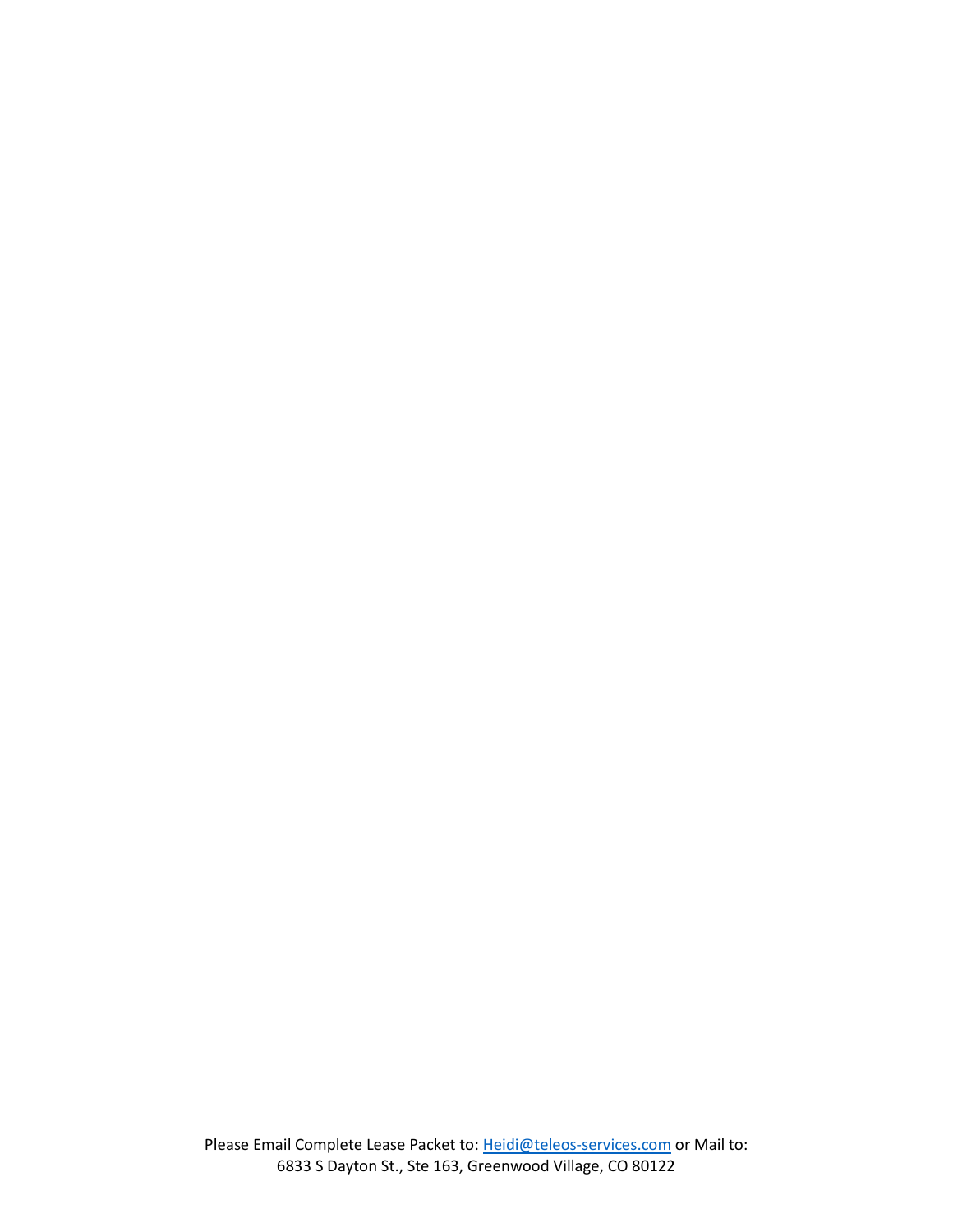Please Email Complete Lease Packet to: Heidi@teleos-services.com or Mail to:
6833 S Dayton St., Ste 163, Greenwood Village, CO 80122